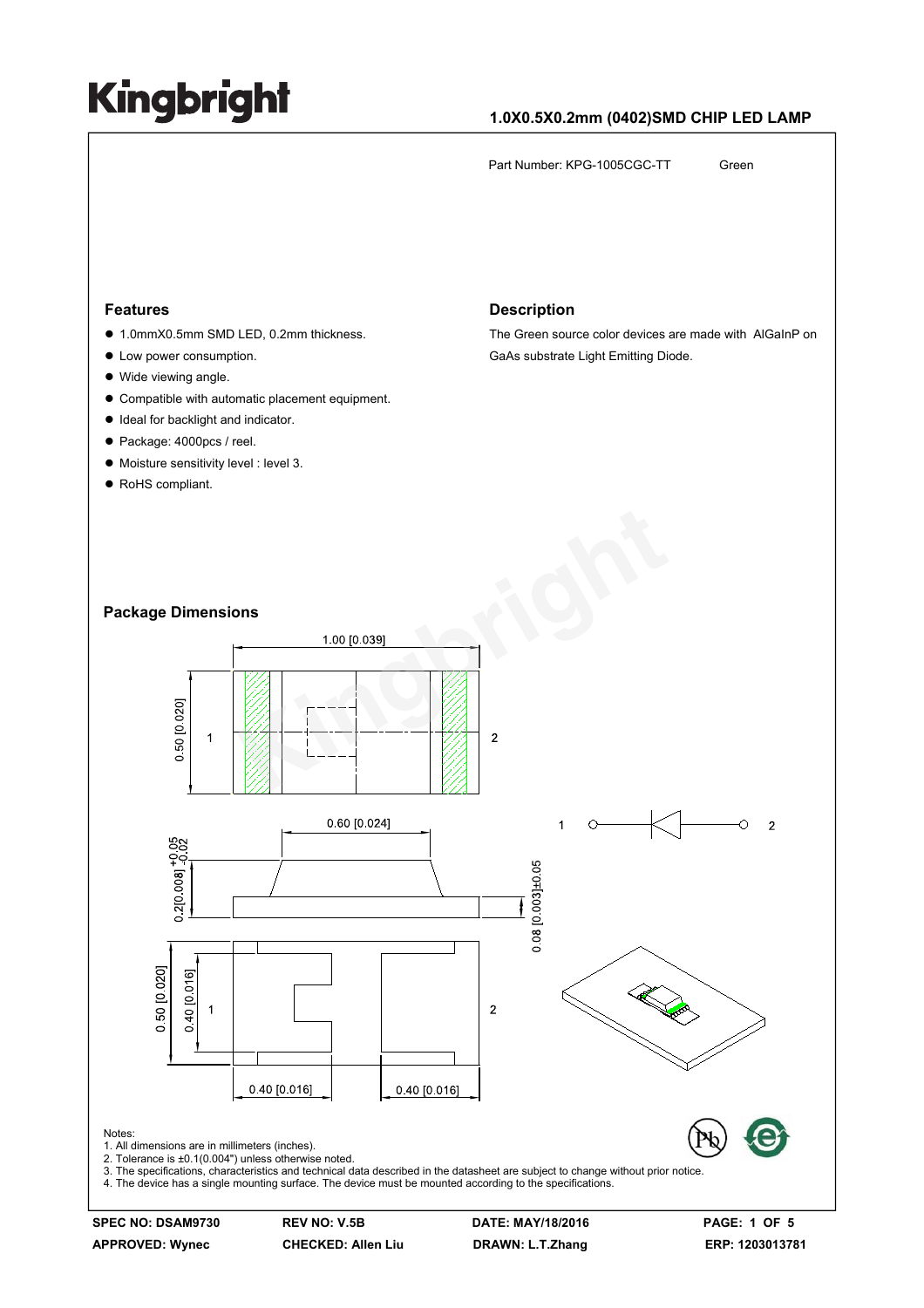# Kingbright

**1.0X0.5X0.2mm (0402)SMD CHIP LED LAMP**

Part Number: KPG-1005CGC-TT Green

## Features

- 1.0mmX0.5mm SMD LED, 0.2mm thickness.
- Low power consumption.
- Wide viewing angle.
- Compatible with automatic placement equipment.
- Ideal for backlight and indicator.
- Package: 4000pcs / reel.
- Moisture sensitivity level : level 3.
- RoHS compliant.

## Description

The Green source color devices are made with AlGaInP on GaAs substrate Light Emitting Diode.

## Package Dimensions

Notes:
1. All dimensions are in millimeters (inches).
2. Tolerance is ±0.1(0.004") unless otherwise noted.
3. The specifications, characteristics and technical data described in the datasheet are subject to change without prior notice.
4. The device has a single mounting surface. The device must be mounted according to the specifications.

| SPEC NO: DSAM9730 | REV NO: V.5B | DATE: MAY/18/2016 | PAGE: 1 OF 5 |
|---|---|---|---|
| APPROVED: Wynec | CHECKED: Allen Liu | DRAWN: L.T.Zhang | ERP: 1203013781 |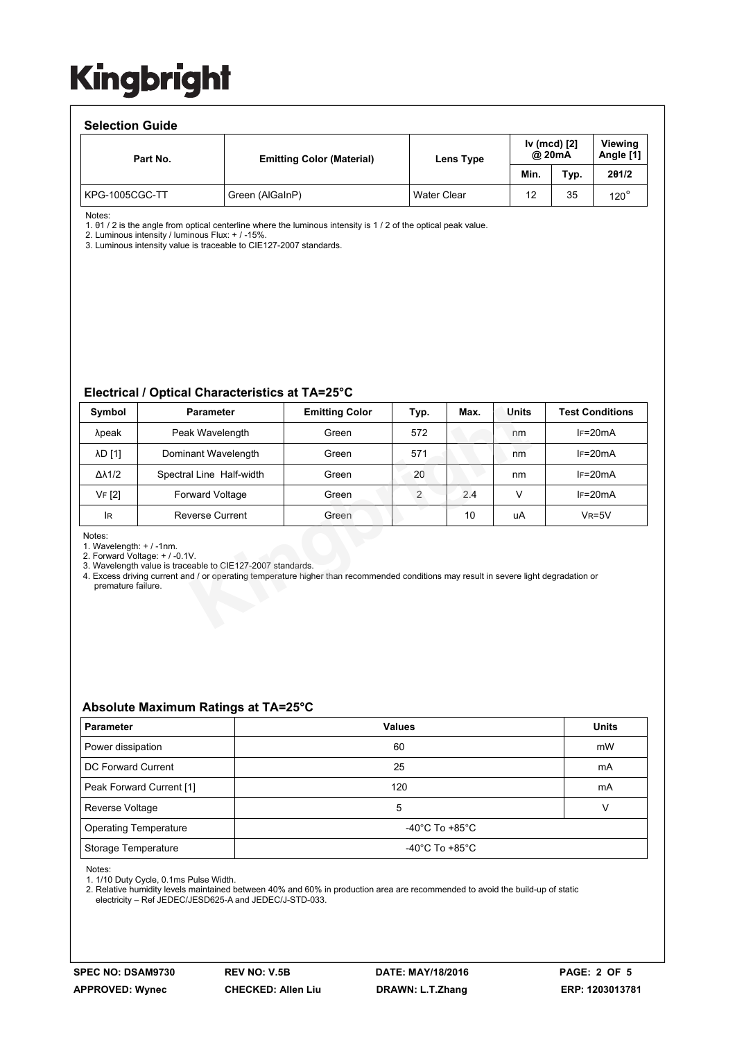## Selection Guide

| Part No. | Emitting Color (Material) | Lens Type | Iv (mcd) [2] @ 20mA | | Viewing Angle [1] |
|---|---|---|---|---|---|
| | | | Min. | Typ. | 2θ1/2 |
| KPG-1005CGC-TT | Green (AlGaInP) | Water Clear | 12 | 35 | 120° |

Notes:
1. θ1 / 2 is the angle from optical centerline where the luminous intensity is 1 / 2 of the optical peak value.
2. Luminous intensity / luminous Flux: + / -15%.
3. Luminous intensity value is traceable to CIE127-2007 standards.

## Electrical / Optical Characteristics at TA=25°C

| Symbol | Parameter | Emitting Color | Typ. | Max. | Units | Test Conditions |
|---|---|---|---|---|---|---|
| λpeak | Peak Wavelength | Green | 572 | | nm | $I_F$=20mA |
| λD [1] | Dominant Wavelength | Green | 571 | | nm | $I_F$=20mA |
| Δλ1/2 | Spectral Line Half-width | Green | 20 | | nm | $I_F$=20mA |
| $V_F$ [2] | Forward Voltage | Green | 2 | 2.4 | V | $I_F$=20mA |
| $I_R$ | Reverse Current | Green | | 10 | uA | $V_R$=5V |

Notes:
1. Wavelength: + / -1nm.
2. Forward Voltage: + / -0.1V.
3. Wavelength value is traceable to CIE127-2007 standards.
4. Excess driving current and / or operating temperature higher than recommended conditions may result in severe light degradation or premature failure.

## Absolute Maximum Ratings at TA=25°C

| Parameter | Values | Units |
|---|---|---|
| Power dissipation | 60 | mW |
| DC Forward Current | 25 | mA |
| Peak Forward Current [1] | 120 | mA |
| Reverse Voltage | 5 | V |
| Operating Temperature | -40°C To +85°C | |
| Storage Temperature | -40°C To +85°C | |

Notes:
1. 1/10 Duty Cycle, 0.1ms Pulse Width.
2. Relative humidity levels maintained between 40% and 60% in production area are recommended to avoid the build-up of static electricity – Ref JEDEC/JESD625-A and JEDEC/J-STD-033.

| SPEC NO: DSAM9730 | REV NO: V.5B | DATE: MAY/18/2016 | |
|---|---|---|---|
| APPROVED: Wynec | CHECKED: Allen Liu | DRAWN: L.T.Zhang | ERP: 1203013781 |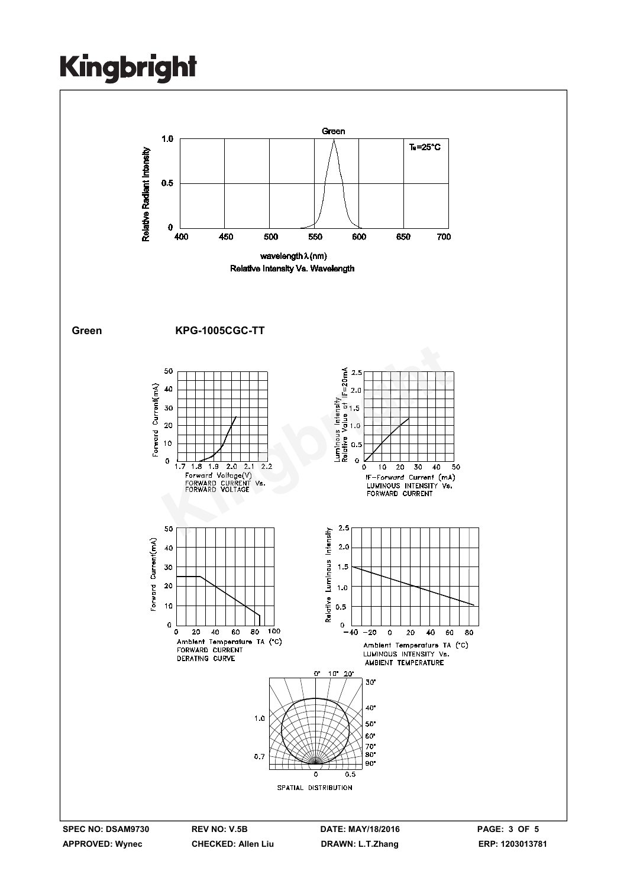Green

Ta=25°C

Relative Radiant Intensity

wavelength λ (nm)

Relative Intensity Vs. Wavelength

**Green** **KPG-1005CGC-TT**

Forward Voltage(V)
FORWARD CURRENT Vs.
FORWARD VOLTAGE

IF-Forward Current (mA)
LUMINOUS INTENSITY Vs.
FORWARD CURRENT

Ambient Temperature TA (°C)
FORWARD CURRENT
DERATING CURVE

Ambient Temperature TA (°C)
LUMINOUS INTENSITY Vs.
AMBIENT TEMPERATURE

SPATIAL DISTRIBUTION

| SPEC NO: DSAM9730 | REV NO: V.5B | DATE: MAY/18/2016 | |
|---|---|---|---|
| APPROVED: Wynec | CHECKED: Allen Liu | DRAWN: L.T.Zhang | ERP: 1203013781 |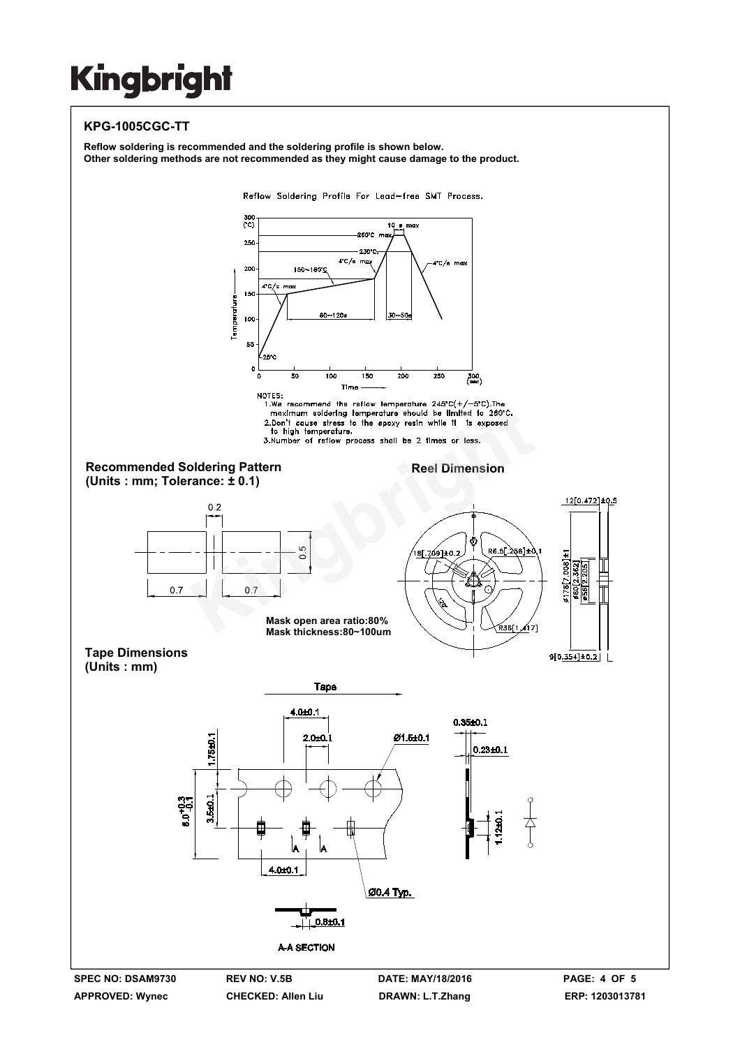## KPG-1005CGC-TT

**Reflow soldering is recommended and the soldering profile is shown below.**
**Other soldering methods are not recommended as they might cause damage to the product.**

Reflow Soldering Profile For Lead-free SMT Process.

NOTES:
1. We recommend the reflow temperature 245°C(+/-5°C). The maximum soldering temperature should be limited to 260°C.
2. Don't cause stress to the epoxy resin while it is exposed to high temperature.
3. Number of reflow process shall be 2 times or less.

### Recommended Soldering Pattern
**(Units : mm; Tolerance: ± 0.1)**

Mask open area ratio:80%
Mask thickness:80~100um

### Reel Dimension

### Tape Dimensions
**(Units : mm)**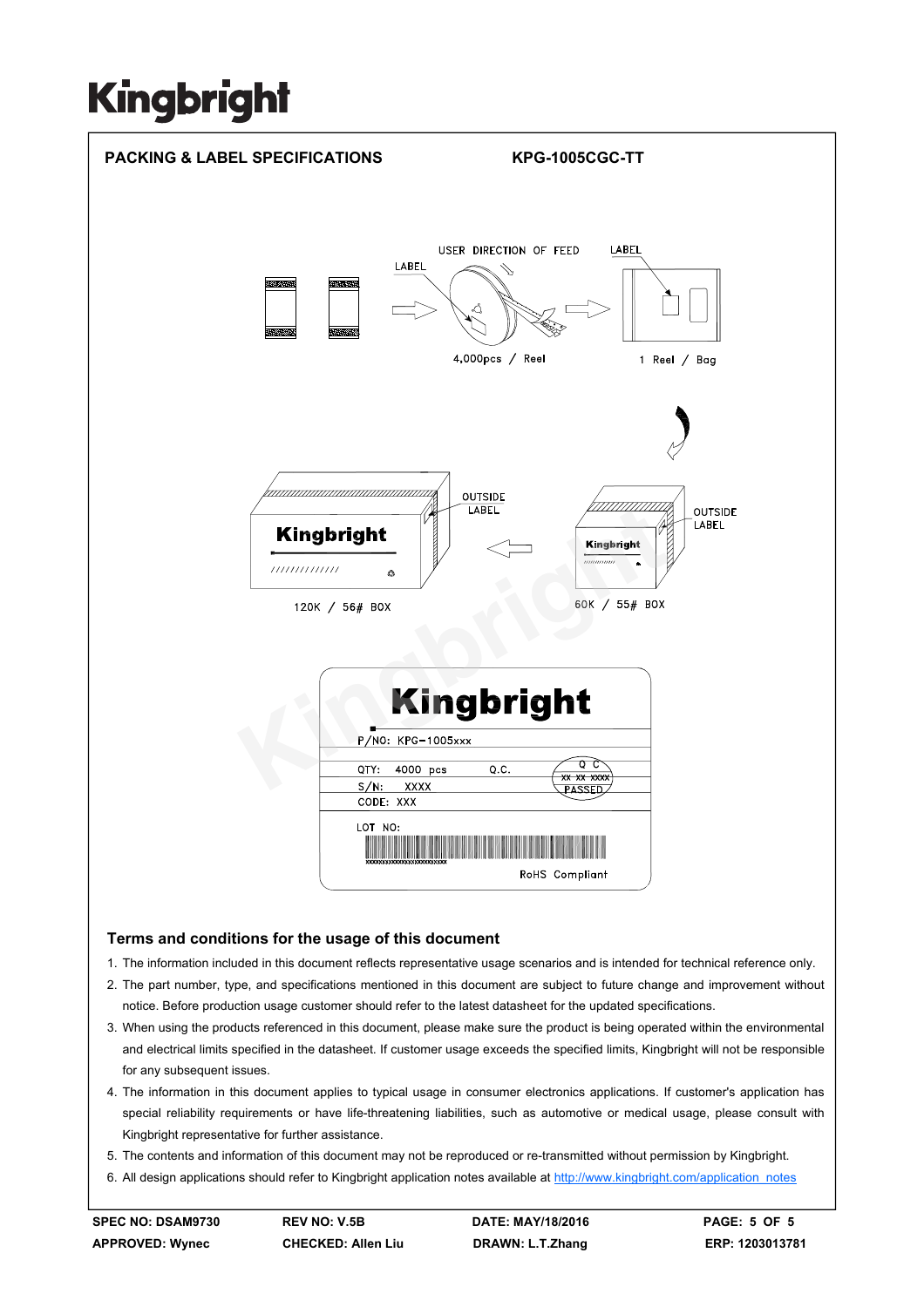## PACKING & LABEL SPECIFICATIONS

**KPG-1005CGC-TT**

USER DIRECTION OF FEED

LABEL

LABEL

4,000pcs / Reel

1 Reel / Bag

OUTSIDE LABEL

OUTSIDE LABEL

Kingbright

Kingbright

120K / 56# BOX

60K / 55# BOX

Kingbright

P/NO: KPG-1005xxx

QTY: 4000 pcs

Q.C.

Q C

XX XX XXXX

PASSED

S/N: XXXX

CODE: XXX

LOT NO:

RoHS Compliant

### Terms and conditions for the usage of this document

1. The information included in this document reflects representative usage scenarios and is intended for technical reference only.
2. The part number, type, and specifications mentioned in this document are subject to future change and improvement without notice. Before production usage customer should refer to the latest datasheet for the updated specifications.
3. When using the products referenced in this document, please make sure the product is being operated within the environmental and electrical limits specified in the datasheet. If customer usage exceeds the specified limits, Kingbright will not be responsible for any subsequent issues.
4. The information in this document applies to typical usage in consumer electronics applications. If customer's application has special reliability requirements or have life-threatening liabilities, such as automotive or medical usage, please consult with Kingbright representative for further assistance.
5. The contents and information of this document may not be reproduced or re-transmitted without permission by Kingbright.
6. All design applications should refer to Kingbright application notes available at http://www.kingbright.com/application_notes

| | | | |
|---|---|---|---|
| **SPEC NO: DSAM9730** | **REV NO: V.5B** | **DATE: MAY/18/2016** | |
| **APPROVED: Wynec** | **CHECKED: Allen Liu** | **DRAWN: L.T.Zhang** | **ERP: 1203013781** |